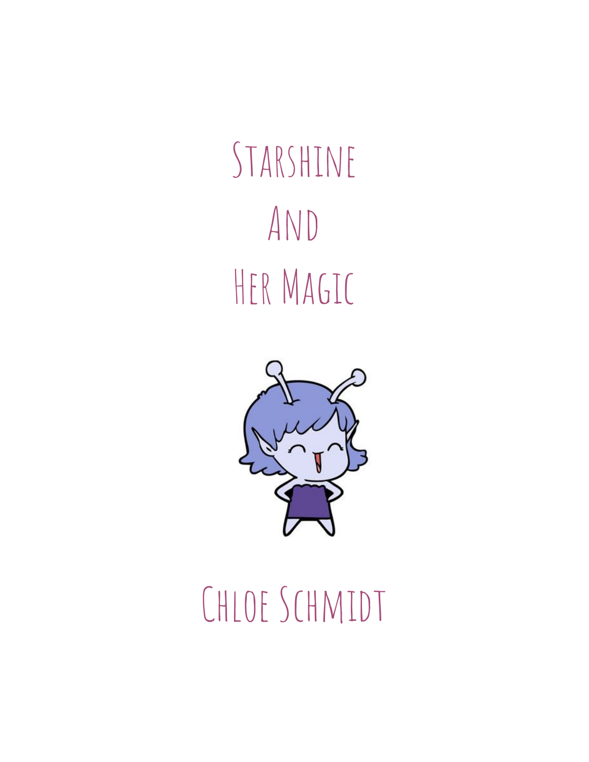# Starshine And Her Magic

Chloe Schmidt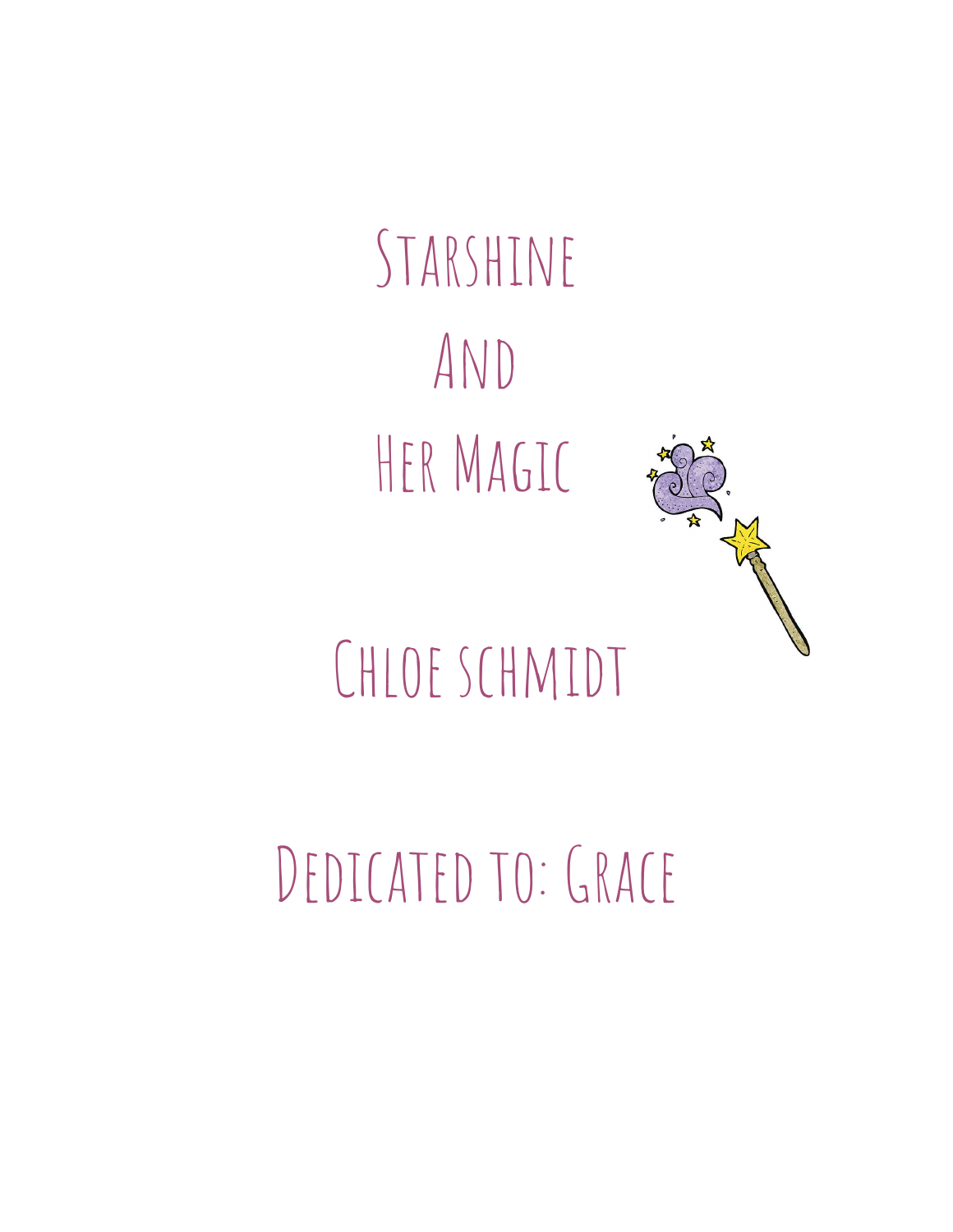# Starshine And Her Magic

Chloe schmidt

Dedicated to: Grace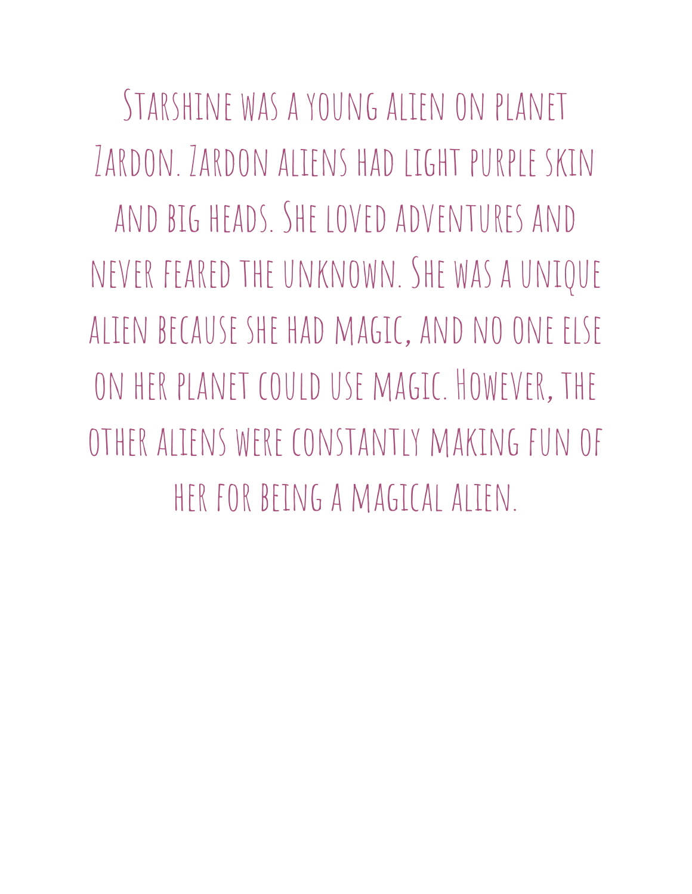Starshine was a young alien on planet Zardon. Zardon aliens had light purple skin and big heads. She loved adventures and never feared the unknown. She was a unique alien because she had magic, and no one else on her planet could use magic. However, the other aliens were constantly making fun of her for being a magical alien.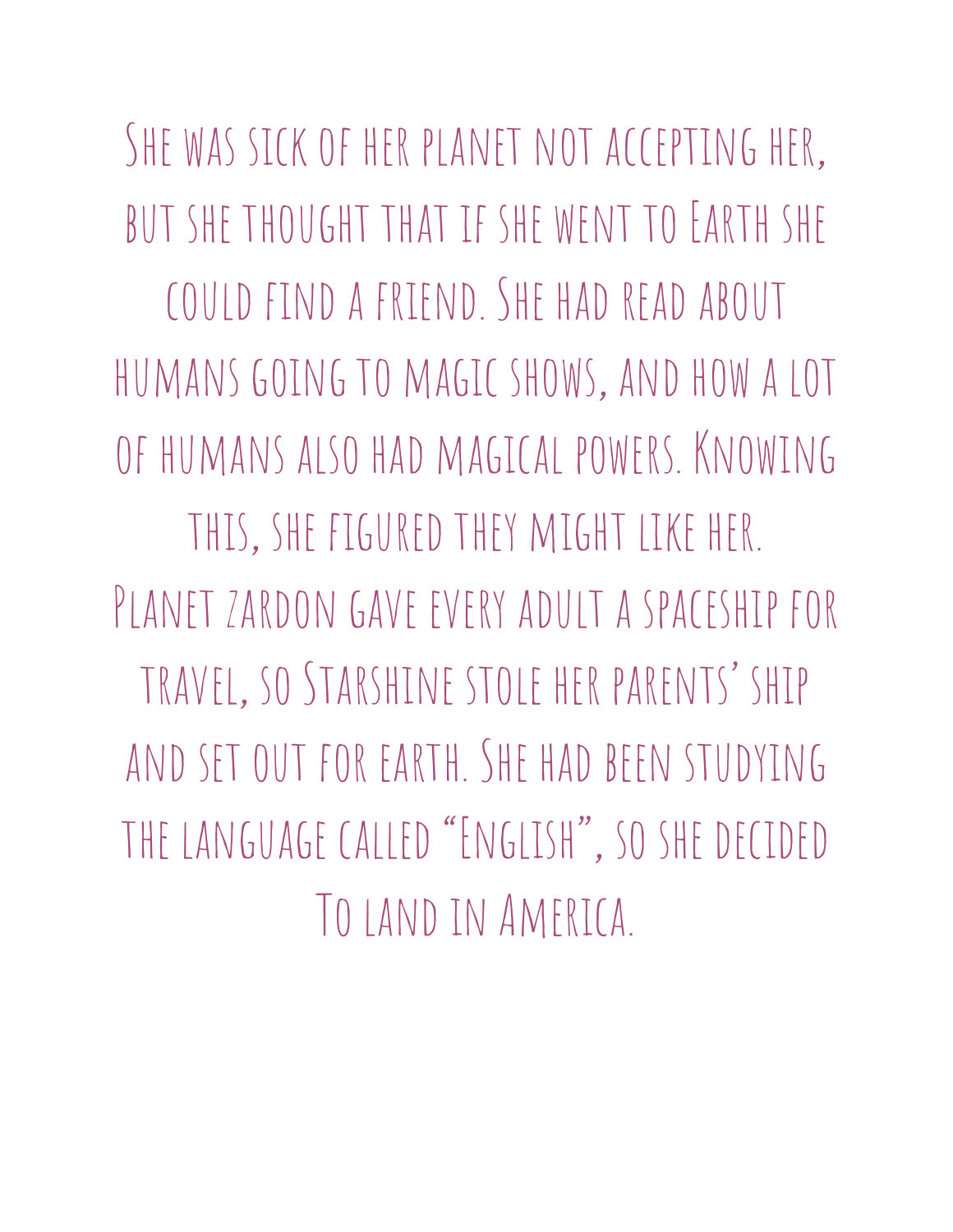She was sick of her planet not accepting her, but she thought that if she went to Earth she could find a friend. She had read about humans going to magic shows, and how a lot of humans also had magical powers. Knowing this, she figured they might like her.

Planet zardon gave every adult a spaceship for travel, so Starshine stole her parents' ship and set out for earth. She had been studying the language called "English", so she decided To land in America.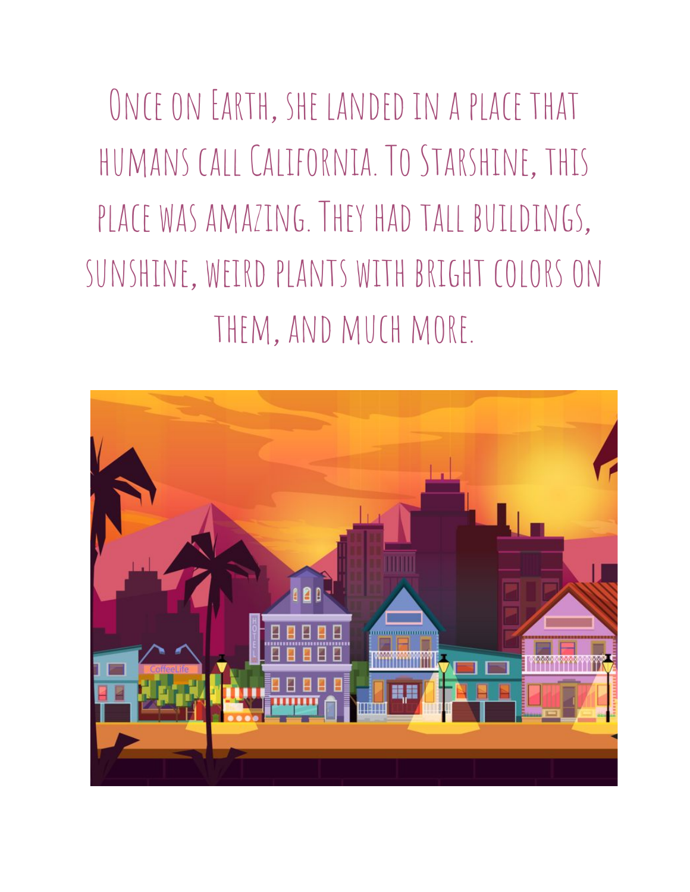Once on Earth, she landed in a place that humans call California. To Starshine, this place was amazing. They had tall buildings, sunshine, weird plants with bright colors on them, and much more.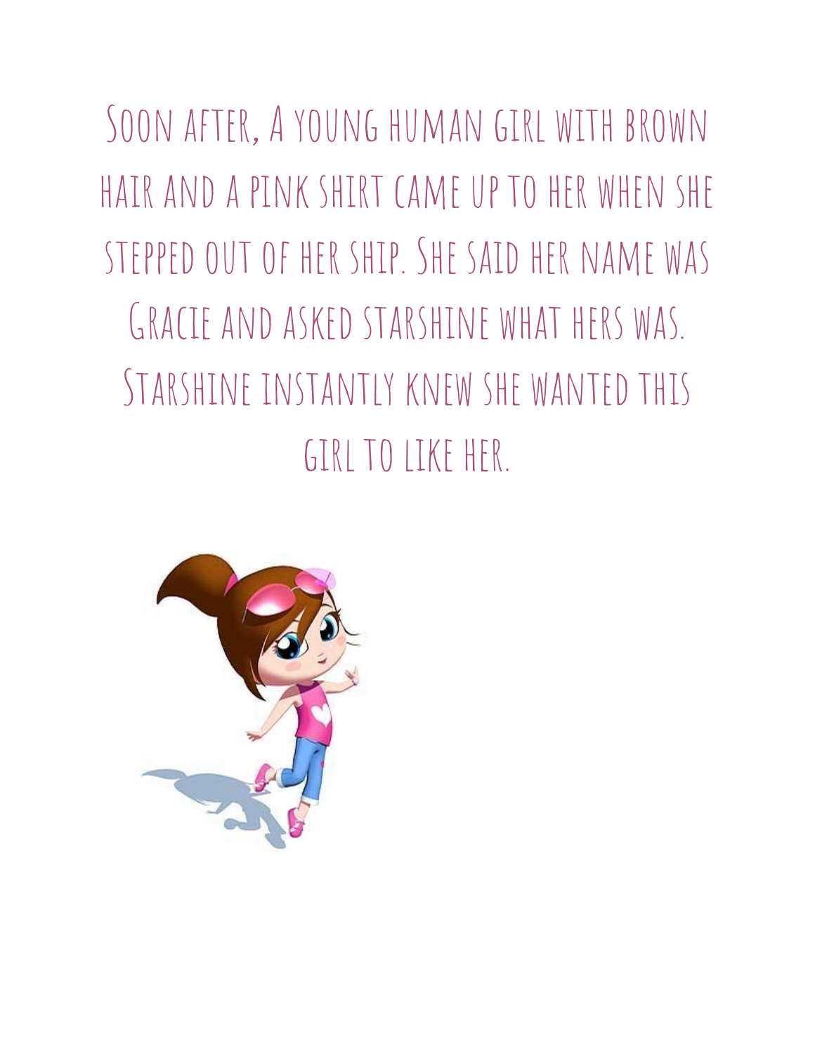Soon after, A young human girl with brown hair and a pink shirt came up to her when she stepped out of her ship. She said her name was Gracie and asked starshine what hers was. Starshine instantly knew she wanted this girl to like her.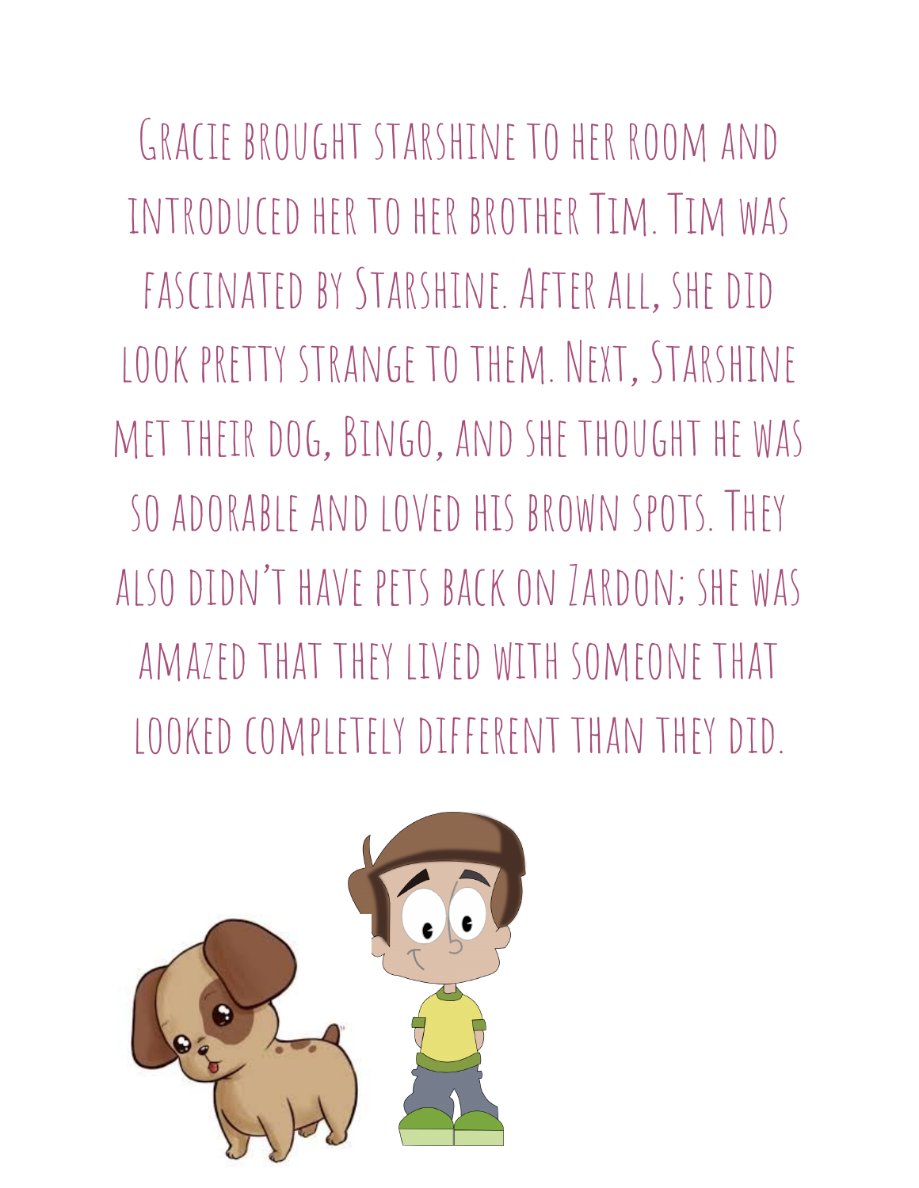Gracie brought starshine to her room and introduced her to her brother Tim. Tim was fascinated by Starshine. After all, she did look pretty strange to them. Next, Starshine met their dog, Bingo, and she thought he was so adorable and loved his brown spots. They also didn't have pets back on Zardon; she was amazed that they lived with someone that looked completely different than they did.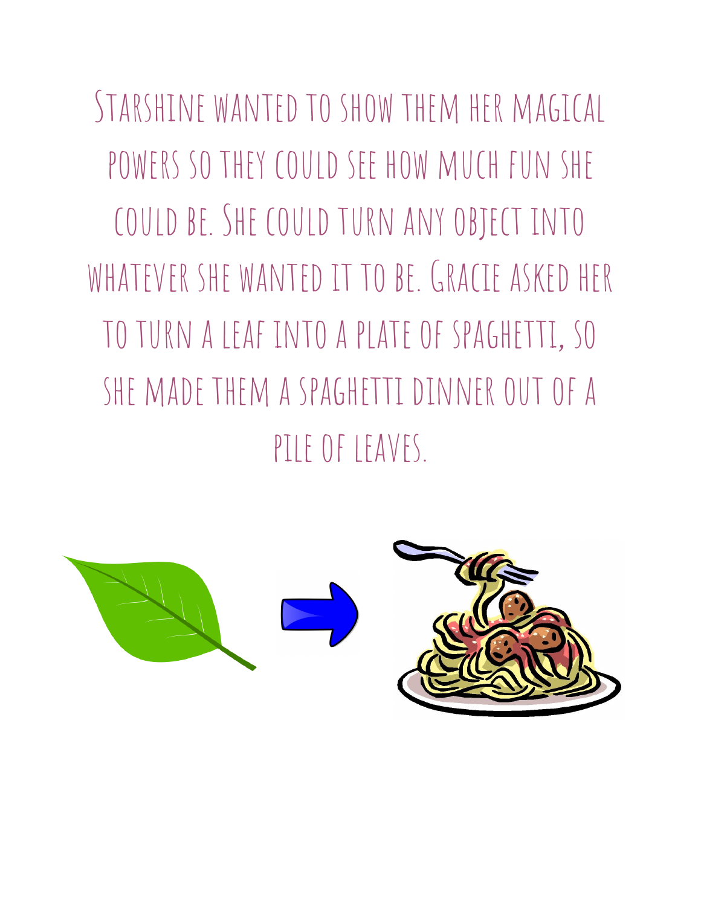Starshine wanted to show them her magical powers so they could see how much fun she could be. She could turn any object into whatever she wanted it to be. Gracie asked her to turn a leaf into a plate of spaghetti, so she made them a spaghetti dinner out of a pile of leaves.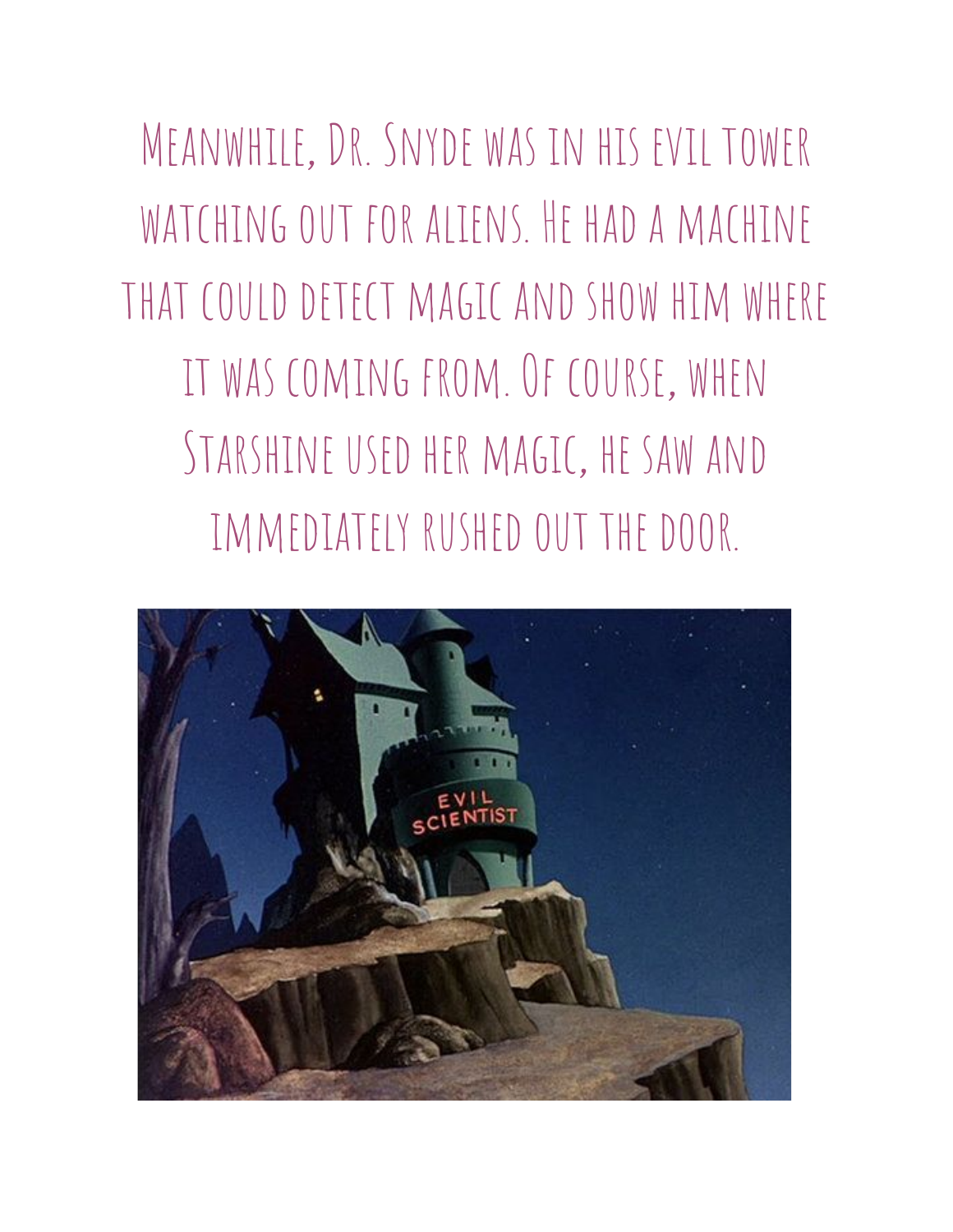Meanwhile, Dr. Snyde was in his evil tower watching out for aliens. He had a machine that could detect magic and show him where it was coming from. Of course, when Starshine used her magic, he saw and immediately rushed out the door.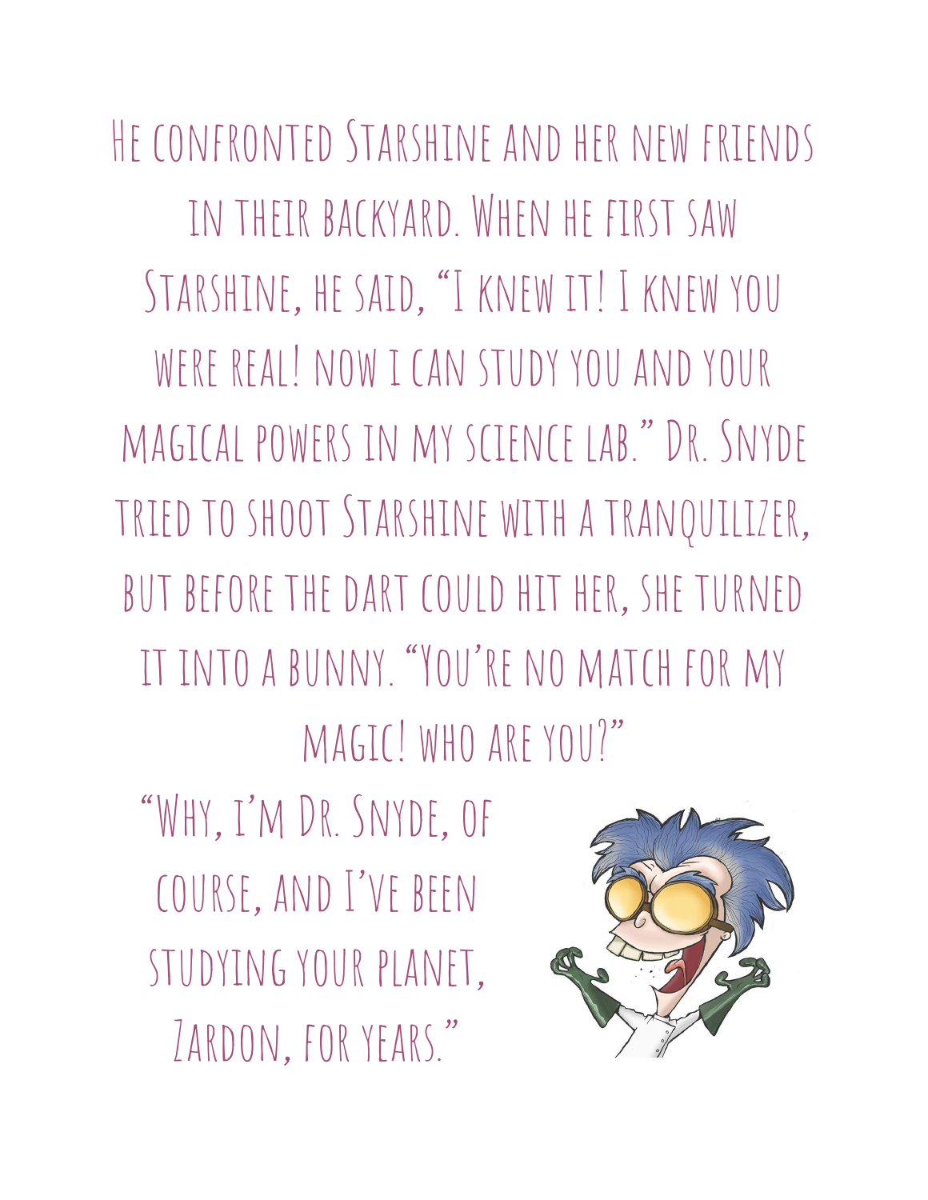He confronted Starshine and her new friends in their backyard. When he first saw Starshine, he said, "I knew it! I knew you were real! now i can study you and your magical powers in my science lab." Dr. Snyde tried to shoot Starshine with a tranquilizer, but before the dart could hit her, she turned it into a bunny. "You're no match for my magic! who are you?"

"Why, i'm Dr. Snyde, of course, and I've been studying your planet, Zardon, for years."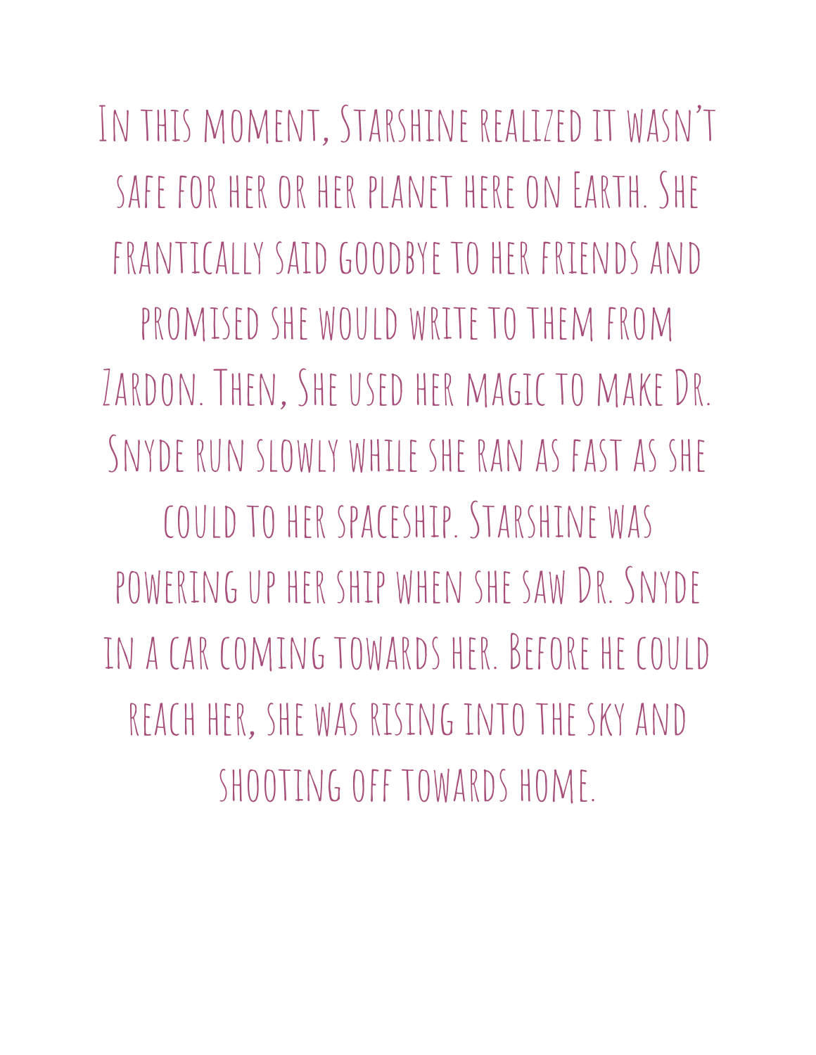In this moment, Starshine realized it wasn't safe for her or her planet here on Earth. She frantically said goodbye to her friends and promised she would write to them from Zardon. Then, She used her magic to make Dr. Snyde run slowly while she ran as fast as she could to her spaceship. Starshine was powering up her ship when she saw Dr. Snyde in a car coming towards her. Before he could reach her, she was rising into the sky and shooting off towards home.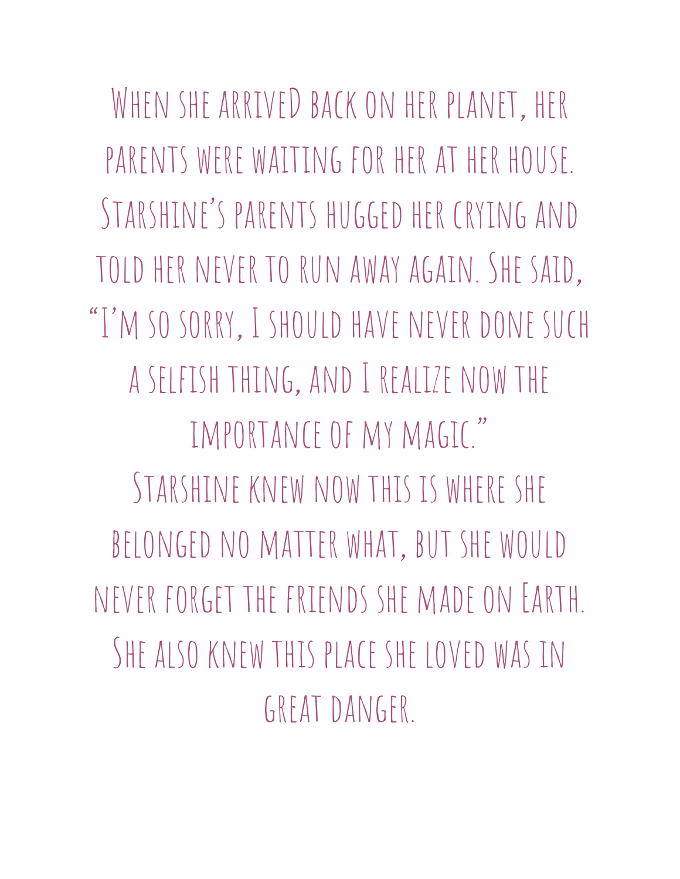When she arriveD back on her planet, her parents were waiting for her at her house. Starshine's parents hugged her crying and told her never to run away again. She said, "I'm so sorry, I should have never done such a selfish thing, and I realize now the importance of my magic."

Starshine knew now this is where she belonged no matter what, but she would never forget the friends she made on Earth. She also knew this place she loved was in great danger.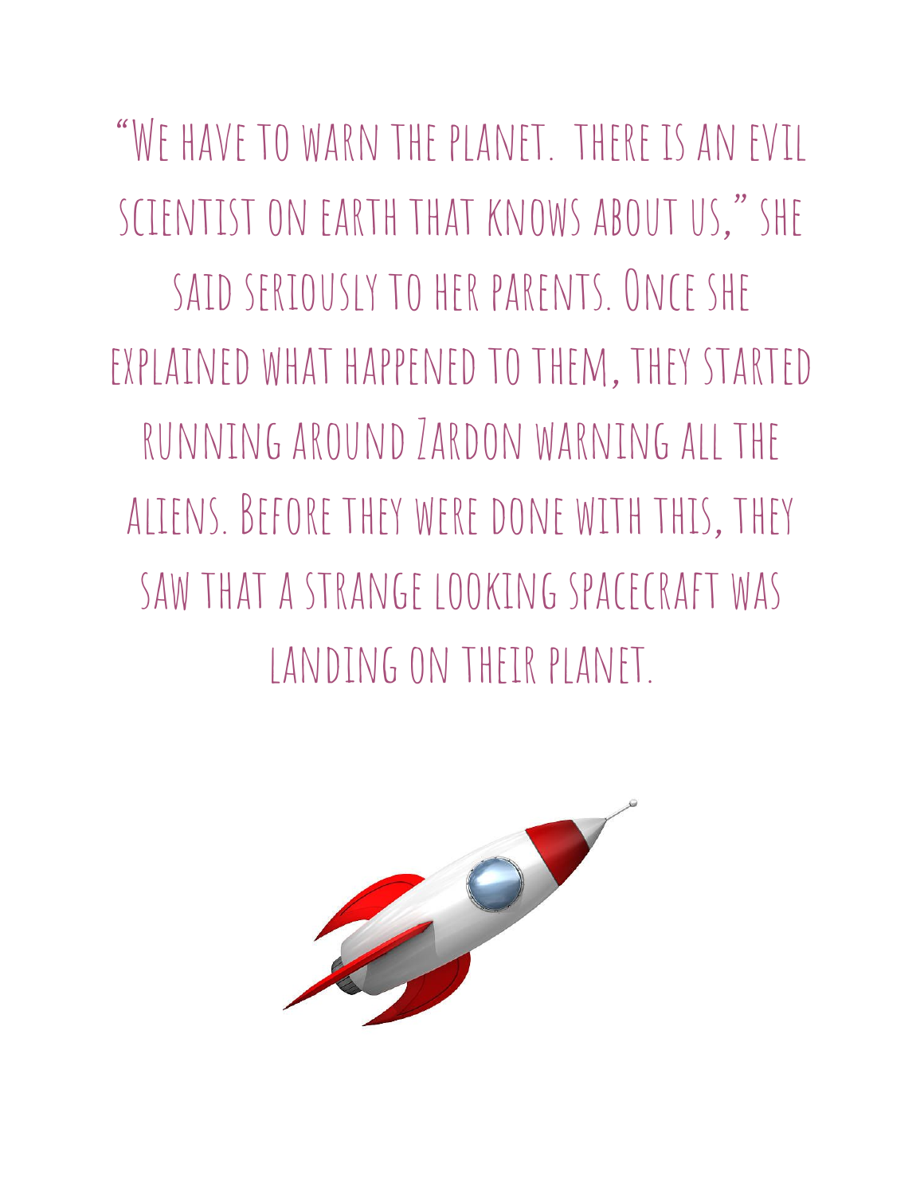"We have to warn the planet.  there is an evil scientist on earth that knows about us," she said seriously to her parents. Once she explained what happened to them, they started running around Zardon warning all the aliens. Before they were done with this, they saw that a strange looking spacecraft was landing on their planet.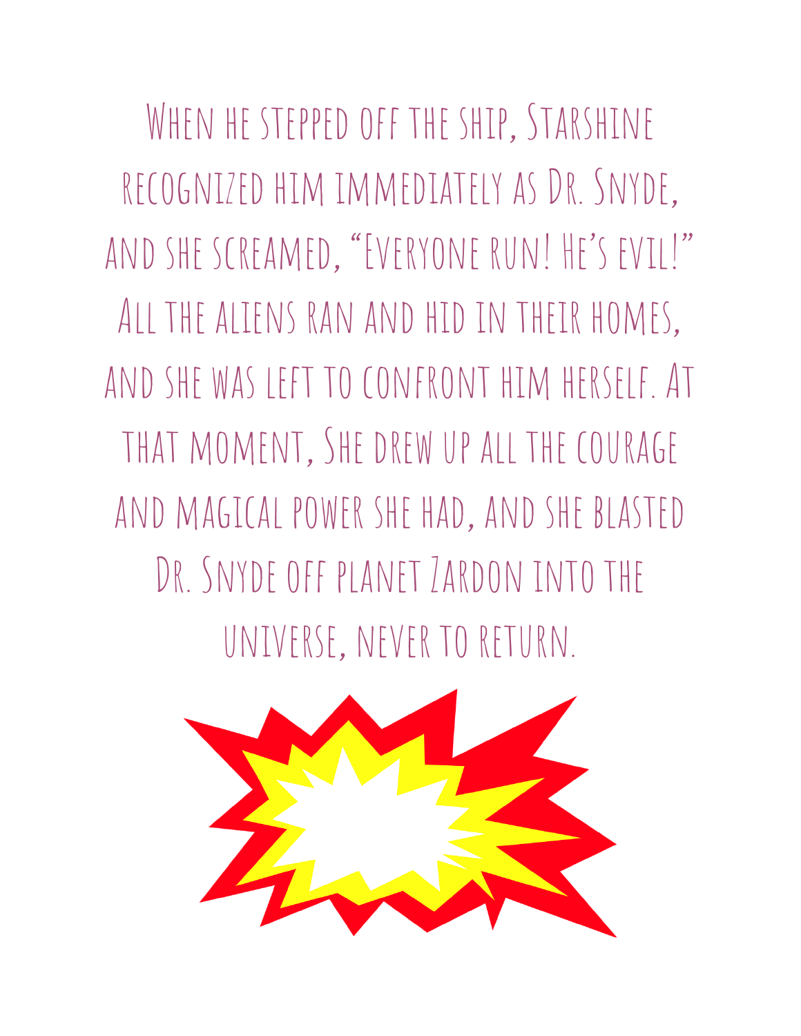When he stepped off the ship, Starshine recognized him immediately as Dr. Snyde, and she screamed, "Everyone run! He's evil!" All the aliens ran and hid in their homes, and she was left to confront him herself. At that moment, She drew up all the courage and magical power she had, and she blasted Dr. Snyde off planet Zardon into the universe, never to return.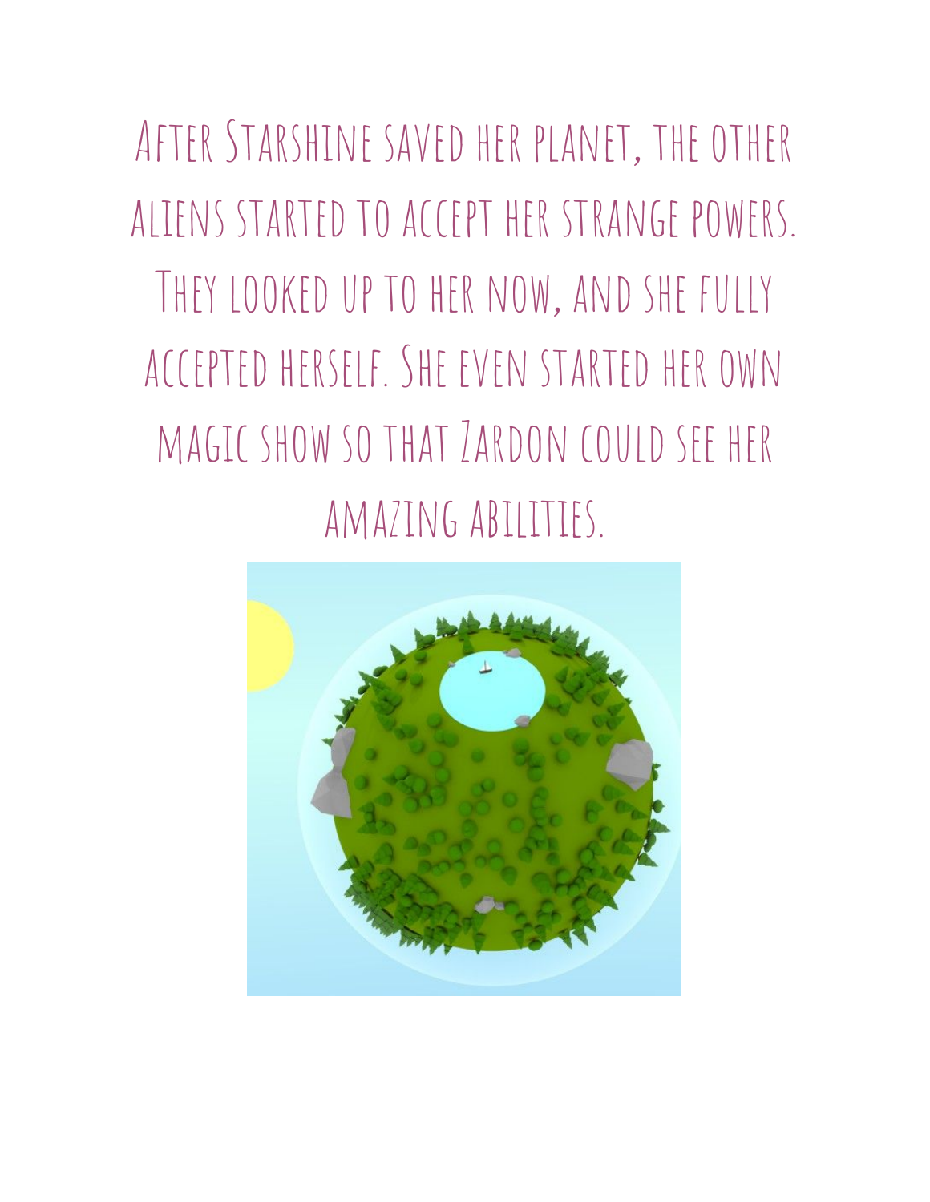After Starshine saved her planet, the other aliens started to accept her strange powers. They looked up to her now, and she fully accepted herself. She even started her own magic show so that Zardon could see her amazing abilities.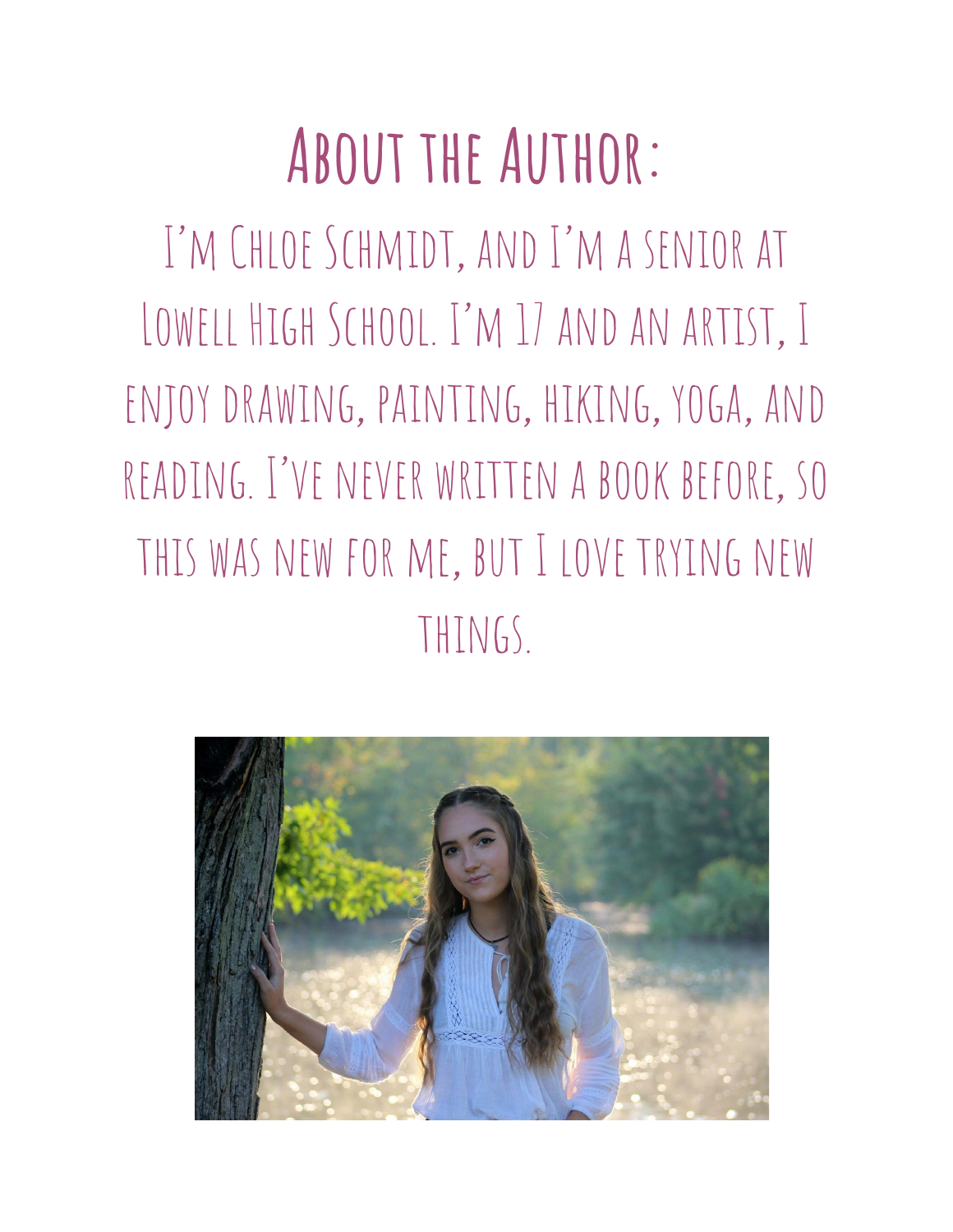# About the Author:

I'm Chloe Schmidt, and I'm a senior at Lowell High School. I'm 17 and an artist, I enjoy drawing, painting, hiking, yoga, and reading. I've never written a book before, so this was new for me, but I love trying new things.